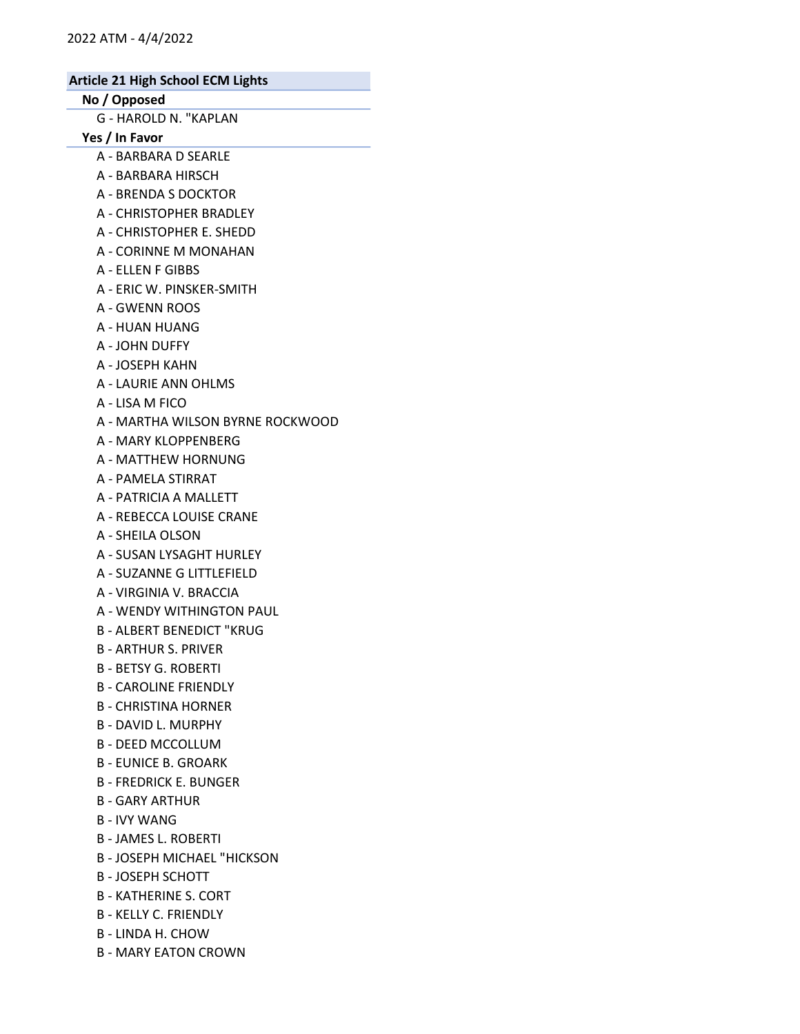2022 ATM - 4/4/2022

**Article 21 High School ECM Lights**

**No / Opposed**

G - HAROLD N. "KAPLAN

**Yes / In Favor**

A - BARBARA D SEARLE
A - BARBARA HIRSCH
A - BRENDA S DOCKTOR
A - CHRISTOPHER BRADLEY
A - CHRISTOPHER E. SHEDD
A - CORINNE M MONAHAN
A - ELLEN F GIBBS
A - ERIC W. PINSKER-SMITH
A - GWENN ROOS
A - HUAN HUANG
A - JOHN DUFFY
A - JOSEPH KAHN
A - LAURIE ANN OHLMS
A - LISA M FICO
A - MARTHA WILSON BYRNE ROCKWOOD
A - MARY KLOPPENBERG
A - MATTHEW HORNUNG
A - PAMELA STIRRAT
A - PATRICIA A MALLETT
A - REBECCA LOUISE CRANE
A - SHEILA OLSON
A - SUSAN LYSAGHT HURLEY
A - SUZANNE G LITTLEFIELD
A - VIRGINIA V. BRACCIA
A - WENDY WITHINGTON PAUL
B - ALBERT BENEDICT "KRUG
B - ARTHUR S. PRIVER
B - BETSY G. ROBERTI
B - CAROLINE FRIENDLY
B - CHRISTINA HORNER
B - DAVID L. MURPHY
B - DEED MCCOLLUM
B - EUNICE B. GROARK
B - FREDRICK E. BUNGER
B - GARY ARTHUR
B - IVY WANG
B - JAMES L. ROBERTI
B - JOSEPH MICHAEL "HICKSON
B - JOSEPH SCHOTT
B - KATHERINE S. CORT
B - KELLY C. FRIENDLY
B - LINDA H. CHOW
B - MARY EATON CROWN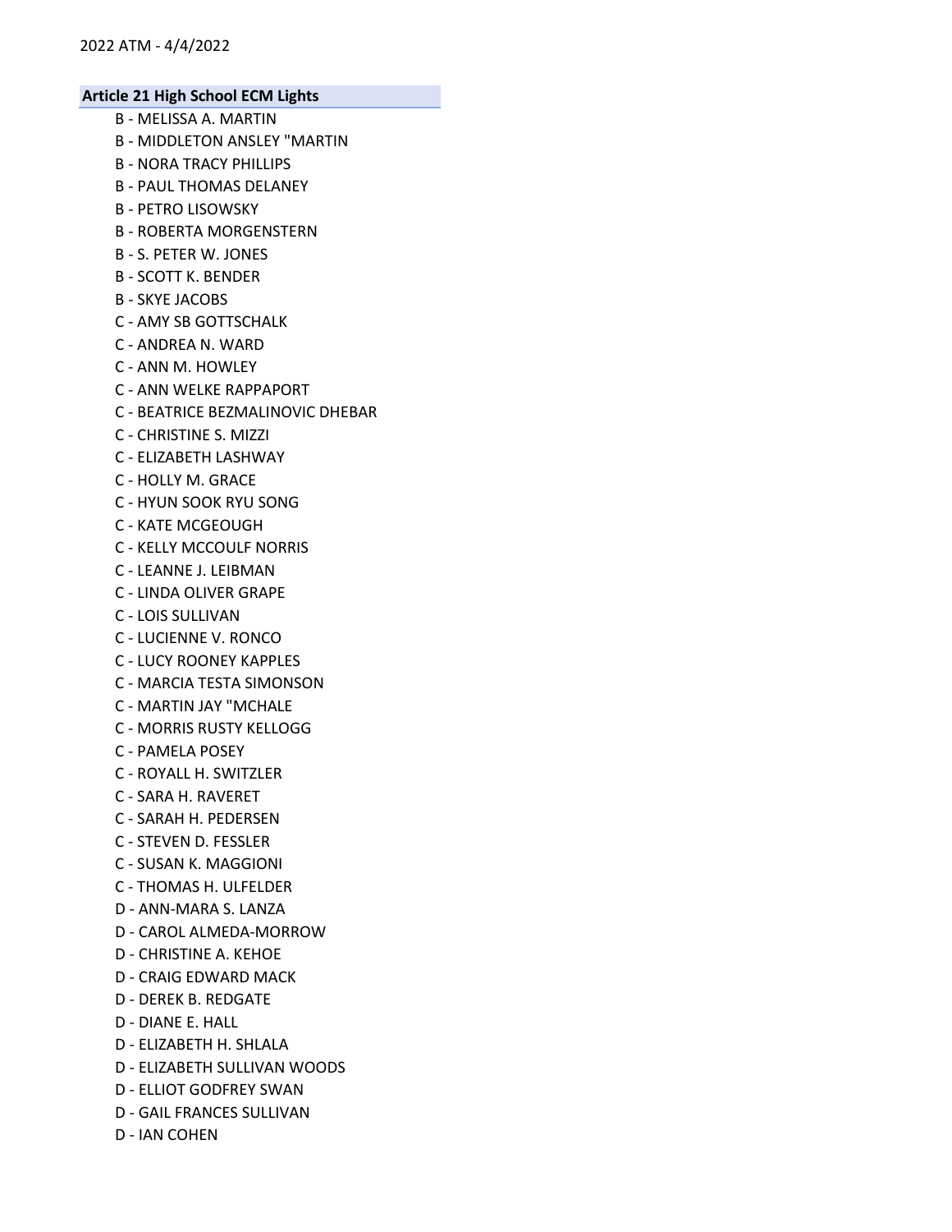**Article 21 High School ECM Lights**

B - MELISSA A. MARTIN
B - MIDDLETON ANSLEY "MARTIN
B - NORA TRACY PHILLIPS
B - PAUL THOMAS DELANEY
B - PETRO LISOWSKY
B - ROBERTA MORGENSTERN
B - S. PETER W. JONES
B - SCOTT K. BENDER
B - SKYE JACOBS
C - AMY SB GOTTSCHALK
C - ANDREA N. WARD
C - ANN M. HOWLEY
C - ANN WELKE RAPPAPORT
C - BEATRICE BEZMALINOVIC DHEBAR
C - CHRISTINE S. MIZZI
C - ELIZABETH LASHWAY
C - HOLLY M. GRACE
C - HYUN SOOK RYU SONG
C - KATE MCGEOUGH
C - KELLY MCCOULF NORRIS
C - LEANNE J. LEIBMAN
C - LINDA OLIVER GRAPE
C - LOIS SULLIVAN
C - LUCIENNE V. RONCO
C - LUCY ROONEY KAPPLES
C - MARCIA TESTA SIMONSON
C - MARTIN JAY "MCHALE
C - MORRIS RUSTY KELLOGG
C - PAMELA POSEY
C - ROYALL H. SWITZLER
C - SARA H. RAVERET
C - SARAH H. PEDERSEN
C - STEVEN D. FESSLER
C - SUSAN K. MAGGIONI
C - THOMAS H. ULFELDER
D - ANN-MARA S. LANZA
D - CAROL ALMEDA-MORROW
D - CHRISTINE A. KEHOE
D - CRAIG EDWARD MACK
D - DEREK B. REDGATE
D - DIANE E. HALL
D - ELIZABETH H. SHLALA
D - ELIZABETH SULLIVAN WOODS
D - ELLIOT GODFREY SWAN
D - GAIL FRANCES SULLIVAN
D - IAN COHEN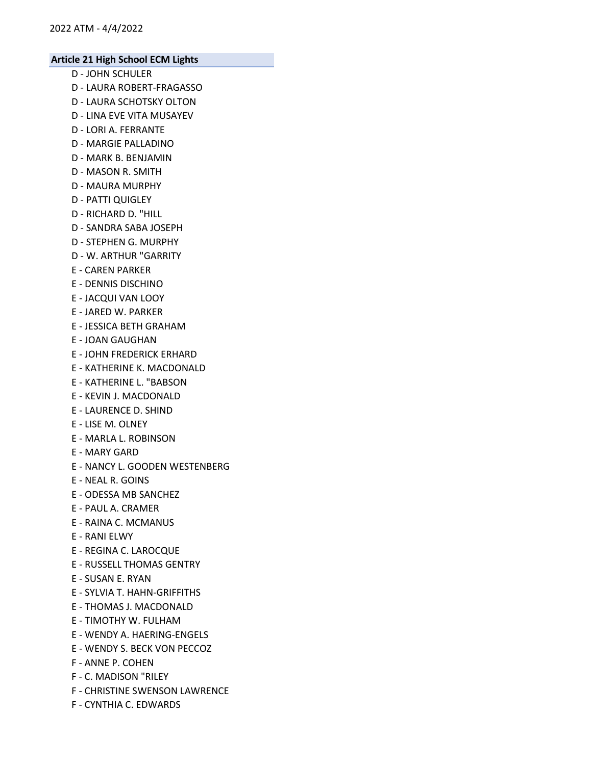## Article 21 High School ECM Lights

- D - JOHN SCHULER
- D - LAURA ROBERT-FRAGASSO
- D - LAURA SCHOTSKY OLTON
- D - LINA EVE VITA MUSAYEV
- D - LORI A. FERRANTE
- D - MARGIE PALLADINO
- D - MARK B. BENJAMIN
- D - MASON R. SMITH
- D - MAURA MURPHY
- D - PATTI QUIGLEY
- D - RICHARD D. "HILL
- D - SANDRA SABA JOSEPH
- D - STEPHEN G. MURPHY
- D - W. ARTHUR "GARRITY
- E - CAREN PARKER
- E - DENNIS DISCHINO
- E - JACQUI VAN LOOY
- E - JARED W. PARKER
- E - JESSICA BETH GRAHAM
- E - JOAN GAUGHAN
- E - JOHN FREDERICK ERHARD
- E - KATHERINE K. MACDONALD
- E - KATHERINE L. "BABSON
- E - KEVIN J. MACDONALD
- E - LAURENCE D. SHIND
- E - LISE M. OLNEY
- E - MARLA L. ROBINSON
- E - MARY GARD
- E - NANCY L. GOODEN WESTENBERG
- E - NEAL R. GOINS
- E - ODESSA MB SANCHEZ
- E - PAUL A. CRAMER
- E - RAINA C. MCMANUS
- E - RANI ELWY
- E - REGINA C. LAROCQUE
- E - RUSSELL THOMAS GENTRY
- E - SUSAN E. RYAN
- E - SYLVIA T. HAHN-GRIFFITHS
- E - THOMAS J. MACDONALD
- E - TIMOTHY W. FULHAM
- E - WENDY A. HAERING-ENGELS
- E - WENDY S. BECK VON PECCOZ
- F - ANNE P. COHEN
- F - C. MADISON "RILEY
- F - CHRISTINE SWENSON LAWRENCE
- F - CYNTHIA C. EDWARDS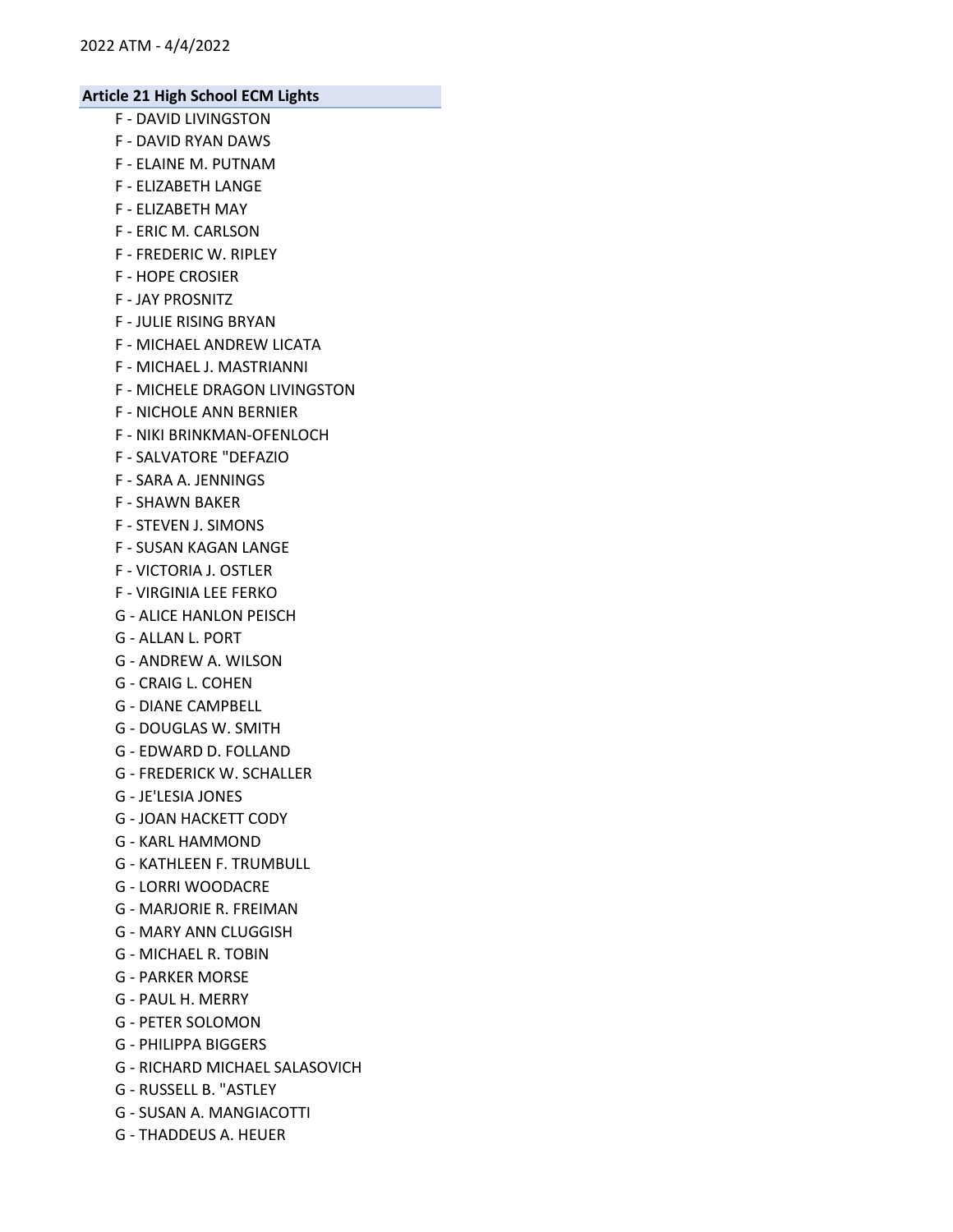**Article 21 High School ECM Lights**

- F - DAVID LIVINGSTON
- F - DAVID RYAN DAWS
- F - ELAINE M. PUTNAM
- F - ELIZABETH LANGE
- F - ELIZABETH MAY
- F - ERIC M. CARLSON
- F - FREDERIC W. RIPLEY
- F - HOPE CROSIER
- F - JAY PROSNITZ
- F - JULIE RISING BRYAN
- F - MICHAEL ANDREW LICATA
- F - MICHAEL J. MASTRIANNI
- F - MICHELE DRAGON LIVINGSTON
- F - NICHOLE ANN BERNIER
- F - NIKI BRINKMAN-OFENLOCH
- F - SALVATORE "DEFAZIO
- F - SARA A. JENNINGS
- F - SHAWN BAKER
- F - STEVEN J. SIMONS
- F - SUSAN KAGAN LANGE
- F - VICTORIA J. OSTLER
- F - VIRGINIA LEE FERKO
- G - ALICE HANLON PEISCH
- G - ALLAN L. PORT
- G - ANDREW A. WILSON
- G - CRAIG L. COHEN
- G - DIANE CAMPBELL
- G - DOUGLAS W. SMITH
- G - EDWARD D. FOLLAND
- G - FREDERICK W. SCHALLER
- G - JE'LESIA JONES
- G - JOAN HACKETT CODY
- G - KARL HAMMOND
- G - KATHLEEN F. TRUMBULL
- G - LORRI WOODACRE
- G - MARJORIE R. FREIMAN
- G - MARY ANN CLUGGISH
- G - MICHAEL R. TOBIN
- G - PARKER MORSE
- G - PAUL H. MERRY
- G - PETER SOLOMON
- G - PHILIPPA BIGGERS
- G - RICHARD MICHAEL SALASOVICH
- G - RUSSELL B. "ASTLEY
- G - SUSAN A. MANGIACOTTI
- G - THADDEUS A. HEUER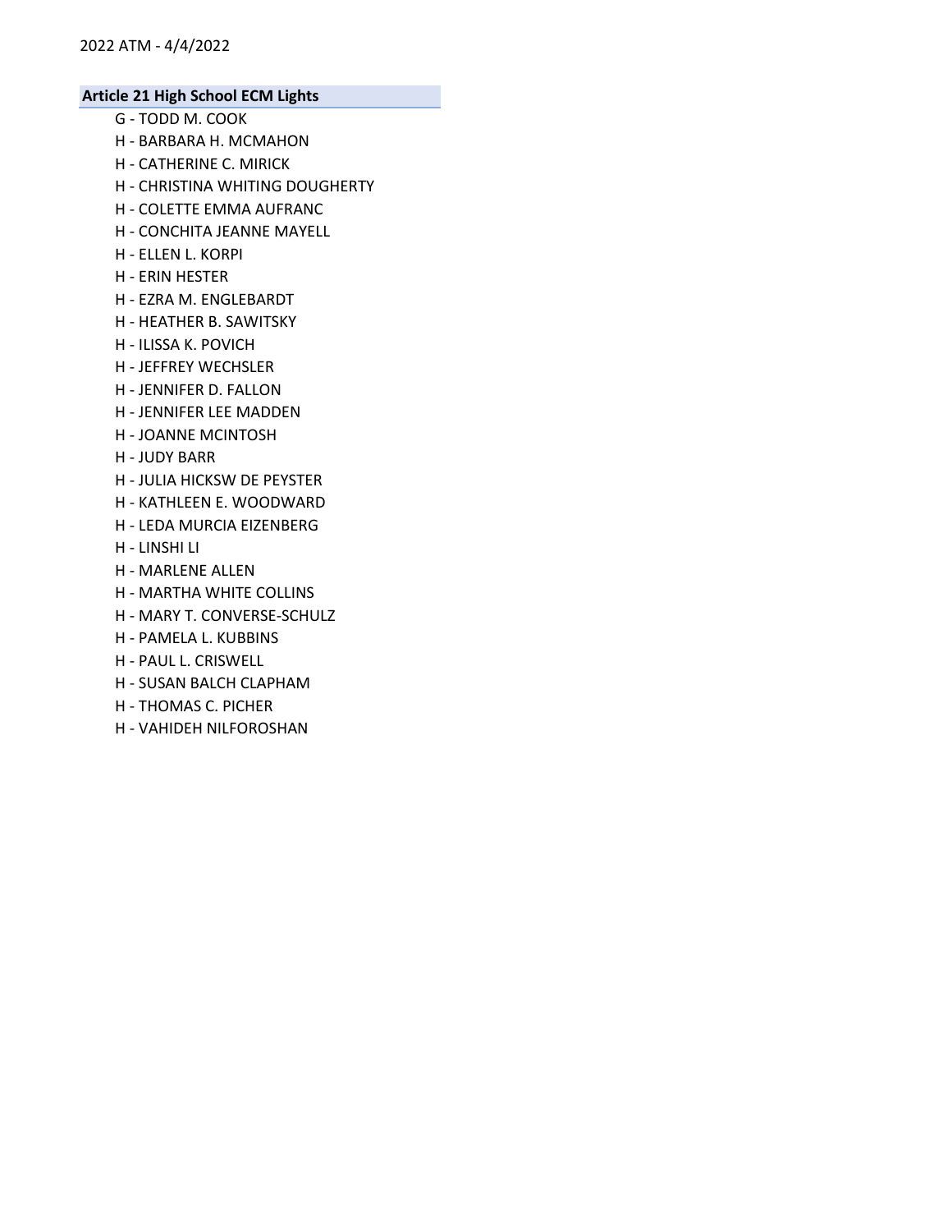2022 ATM - 4/4/2022

**Article 21 High School ECM Lights**

- G - TODD M. COOK
- H - BARBARA H. MCMAHON
- H - CATHERINE C. MIRICK
- H - CHRISTINA WHITING DOUGHERTY
- H - COLETTE EMMA AUFRANC
- H - CONCHITA JEANNE MAYELL
- H - ELLEN L. KORPI
- H - ERIN HESTER
- H - EZRA M. ENGLEBARDT
- H - HEATHER B. SAWITSKY
- H - ILISSA K. POVICH
- H - JEFFREY WECHSLER
- H - JENNIFER D. FALLON
- H - JENNIFER LEE MADDEN
- H - JOANNE MCINTOSH
- H - JUDY BARR
- H - JULIA HICKSW DE PEYSTER
- H - KATHLEEN E. WOODWARD
- H - LEDA MURCIA EIZENBERG
- H - LINSHI LI
- H - MARLENE ALLEN
- H - MARTHA WHITE COLLINS
- H - MARY T. CONVERSE-SCHULZ
- H - PAMELA L. KUBBINS
- H - PAUL L. CRISWELL
- H - SUSAN BALCH CLAPHAM
- H - THOMAS C. PICHER
- H - VAHIDEH NILFOROSHAN